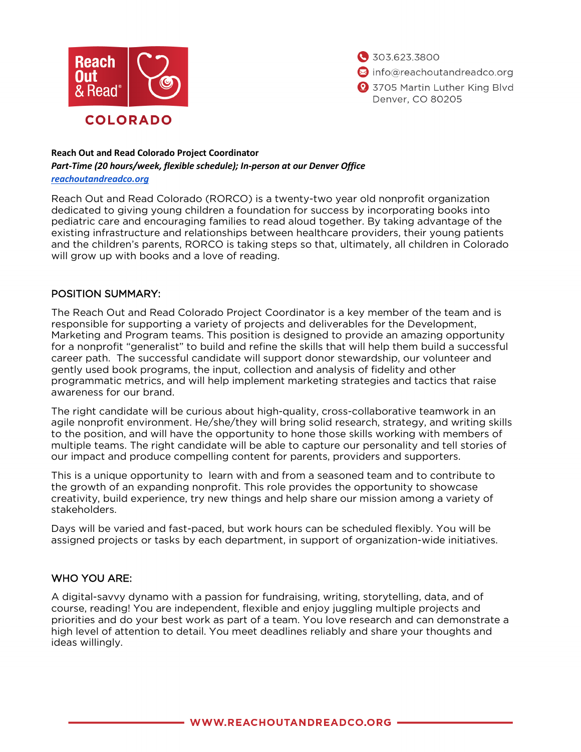Reach Out & Read® COLORADO

303.623.3800
info@reachoutandreadco.org
3705 Martin Luther King Blvd
Denver, CO 80205

**Reach Out and Read Colorado Project Coordinator**
***Part-Time (20 hours/week, flexible schedule); In-person at our Denver Office***
[*reachoutandreadco.org*](reachoutandreadco.org)

Reach Out and Read Colorado (RORCO) is a twenty-two year old nonprofit organization dedicated to giving young children a foundation for success by incorporating books into pediatric care and encouraging families to read aloud together. By taking advantage of the existing infrastructure and relationships between healthcare providers, their young patients and the children's parents, RORCO is taking steps so that, ultimately, all children in Colorado will grow up with books and a love of reading.

## POSITION SUMMARY:

The Reach Out and Read Colorado Project Coordinator is a key member of the team and is responsible for supporting a variety of projects and deliverables for the Development, Marketing and Program teams. This position is designed to provide an amazing opportunity for a nonprofit "generalist" to build and refine the skills that will help them build a successful career path. The successful candidate will support donor stewardship, our volunteer and gently used book programs, the input, collection and analysis of fidelity and other programmatic metrics, and will help implement marketing strategies and tactics that raise awareness for our brand.

The right candidate will be curious about high-quality, cross-collaborative teamwork in an agile nonprofit environment. He/she/they will bring solid research, strategy, and writing skills to the position, and will have the opportunity to hone those skills working with members of multiple teams. The right candidate will be able to capture our personality and tell stories of our impact and produce compelling content for parents, providers and supporters.

This is a unique opportunity to learn with and from a seasoned team and to contribute to the growth of an expanding nonprofit. This role provides the opportunity to showcase creativity, build experience, try new things and help share our mission among a variety of stakeholders.

Days will be varied and fast-paced, but work hours can be scheduled flexibly. You will be assigned projects or tasks by each department, in support of organization-wide initiatives.

## WHO YOU ARE:

A digital-savvy dynamo with a passion for fundraising, writing, storytelling, data, and of course, reading! You are independent, flexible and enjoy juggling multiple projects and priorities and do your best work as part of a team. You love research and can demonstrate a high level of attention to detail. You meet deadlines reliably and share your thoughts and ideas willingly.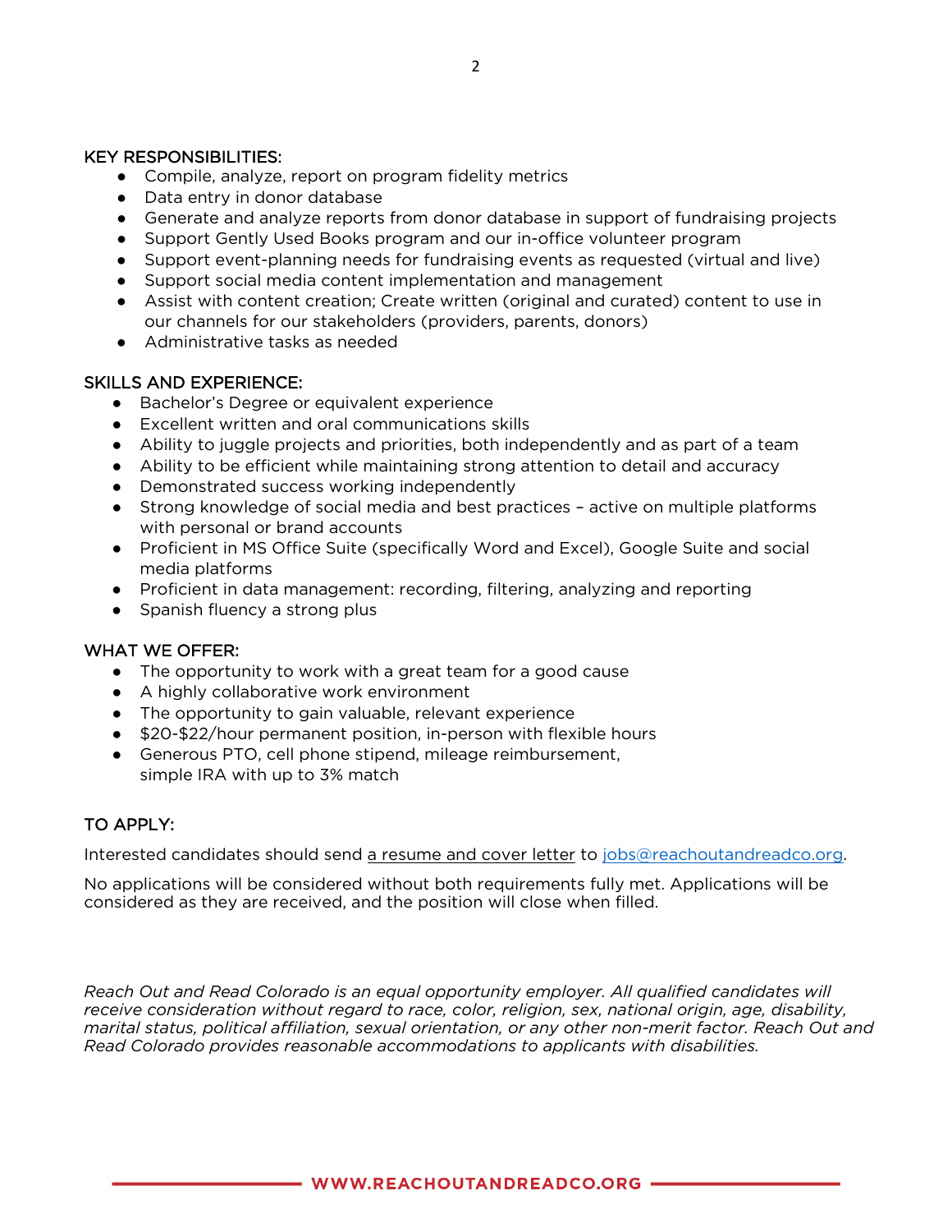## KEY RESPONSIBILITIES:

- Compile, analyze, report on program fidelity metrics
- Data entry in donor database
- Generate and analyze reports from donor database in support of fundraising projects
- Support Gently Used Books program and our in-office volunteer program
- Support event-planning needs for fundraising events as requested (virtual and live)
- Support social media content implementation and management
- Assist with content creation; Create written (original and curated) content to use in our channels for our stakeholders (providers, parents, donors)
- Administrative tasks as needed

## SKILLS AND EXPERIENCE:

- Bachelor's Degree or equivalent experience
- Excellent written and oral communications skills
- Ability to juggle projects and priorities, both independently and as part of a team
- Ability to be efficient while maintaining strong attention to detail and accuracy
- Demonstrated success working independently
- Strong knowledge of social media and best practices – active on multiple platforms with personal or brand accounts
- Proficient in MS Office Suite (specifically Word and Excel), Google Suite and social media platforms
- Proficient in data management: recording, filtering, analyzing and reporting
- Spanish fluency a strong plus

## WHAT WE OFFER:

- The opportunity to work with a great team for a good cause
- A highly collaborative work environment
- The opportunity to gain valuable, relevant experience
- $20-$22/hour permanent position, in-person with flexible hours
- Generous PTO, cell phone stipend, mileage reimbursement, simple IRA with up to 3% match

## TO APPLY:

Interested candidates should send a resume and cover letter to jobs@reachoutandreadco.org.

No applications will be considered without both requirements fully met. Applications will be considered as they are received, and the position will close when filled.

*Reach Out and Read Colorado is an equal opportunity employer. All qualified candidates will receive consideration without regard to race, color, religion, sex, national origin, age, disability, marital status, political affiliation, sexual orientation, or any other non-merit factor. Reach Out and Read Colorado provides reasonable accommodations to applicants with disabilities.*